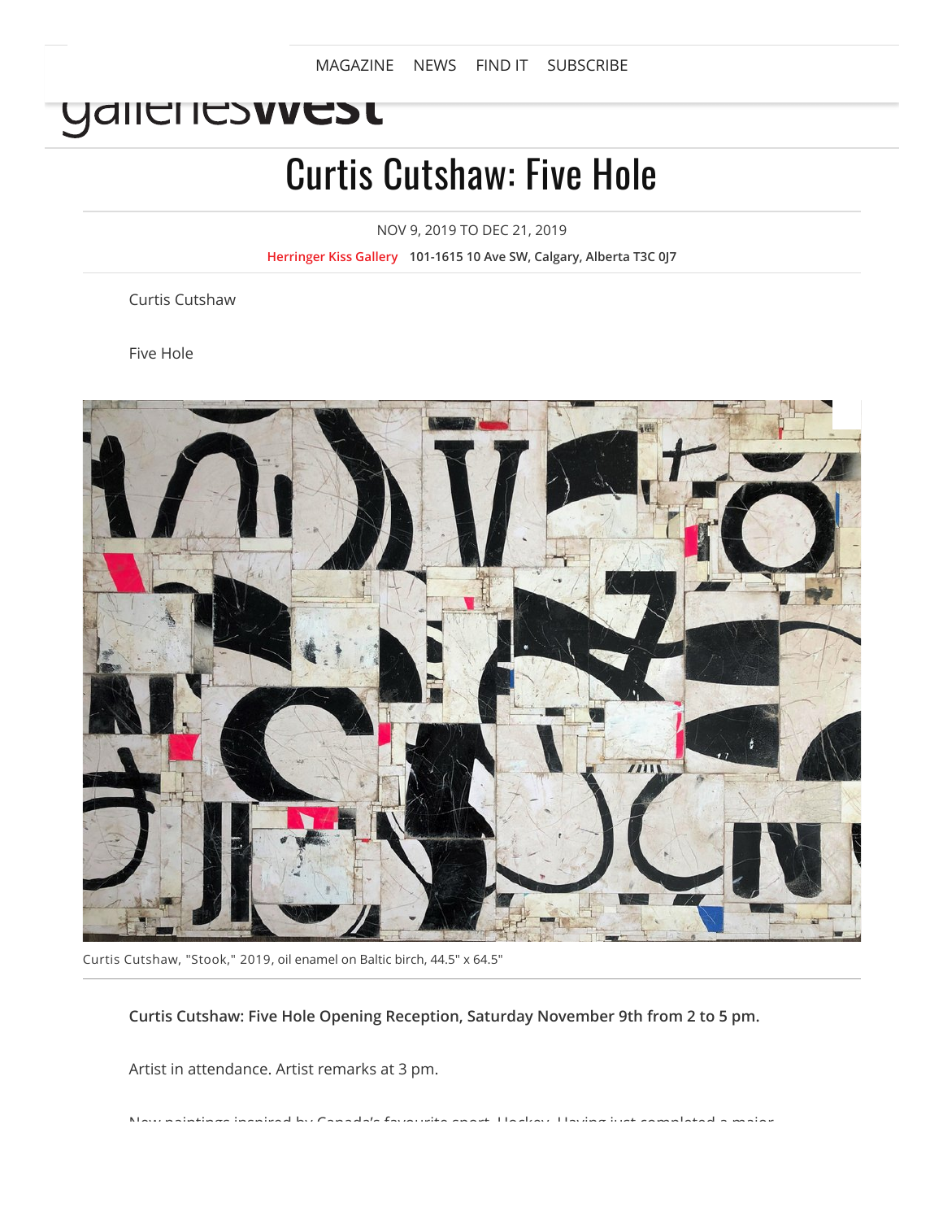MAGAZINE NEWS FIND IT SUBSCRIBE

# Curtis Cutshaw: Five Hole

NOV 9, 2019 TO DEC 21, 2019

Herringer Kiss Gallery **101-1615 10 Ave SW, Calgary, Alberta T3C 0J7**

Curtis Cutshaw

Five Hole

Curtis Cutshaw, "Stook," 2019, oil enamel on Baltic birch, 44.5" x 64.5"

**Curtis Cutshaw: Five Hole Opening Reception, Saturday November 9th from 2 to 5 pm.**

Artist in attendance. Artist remarks at 3 pm.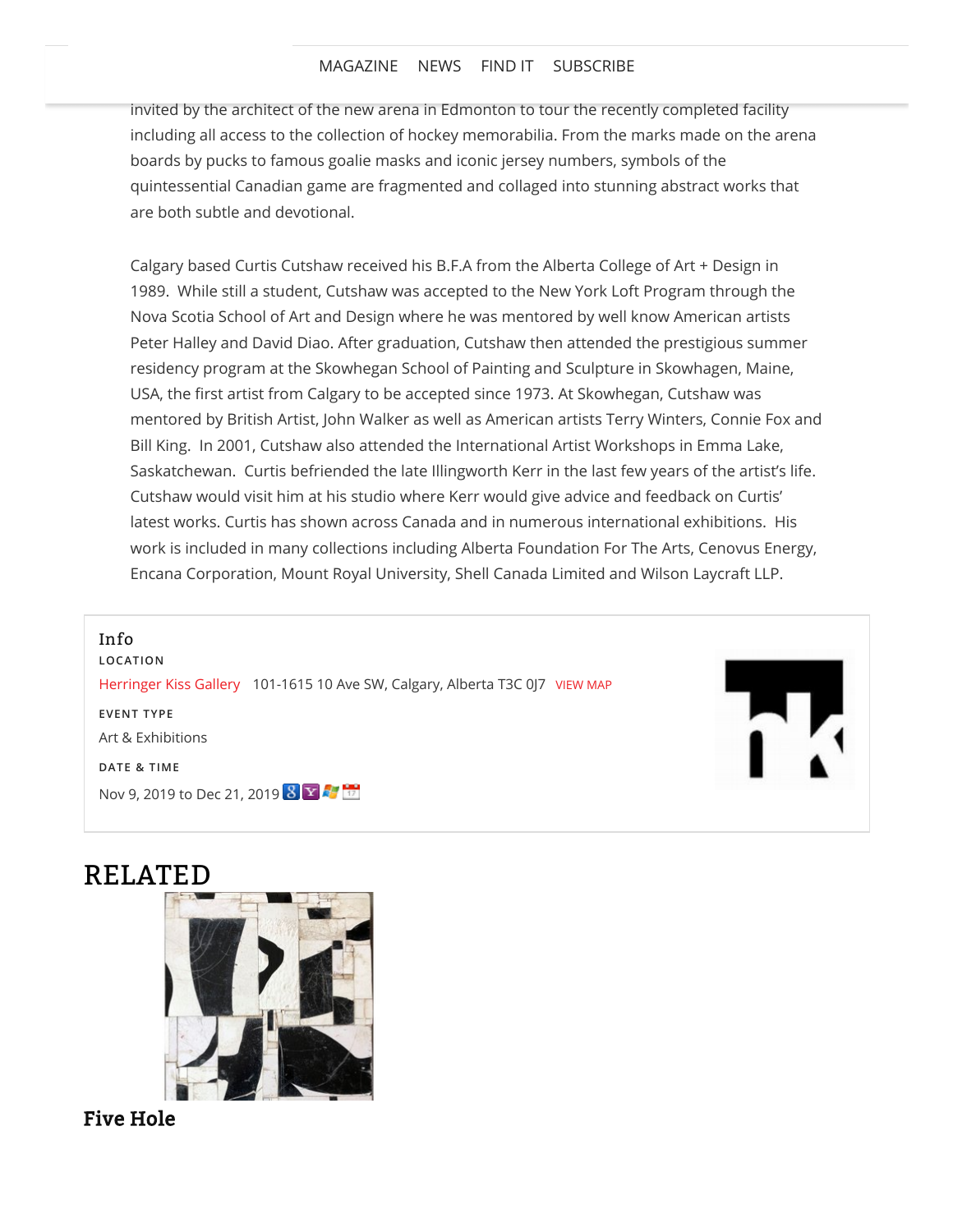invited by the architect of the new arena in Edmonton to tour the recently completed facility including all access to the collection of hockey memorabilia. From the marks made on the arena boards by pucks to famous goalie masks and iconic jersey numbers, symbols of the quintessential Canadian game are fragmented and collaged into stunning abstract works that are both subtle and devotional.

Calgary based Curtis Cutshaw received his B.F.A from the Alberta College of Art + Design in 1989. While still a student, Cutshaw was accepted to the New York Loft Program through the Nova Scotia School of Art and Design where he was mentored by well know American artists Peter Halley and David Diao. After graduation, Cutshaw then attended the prestigious summer residency program at the Skowhegan School of Painting and Sculpture in Skowhagen, Maine, USA, the first artist from Calgary to be accepted since 1973. At Skowhegan, Cutshaw was mentored by British Artist, John Walker as well as American artists Terry Winters, Connie Fox and Bill King. In 2001, Cutshaw also attended the International Artist Workshops in Emma Lake, Saskatchewan. Curtis befriended the late Illingworth Kerr in the last few years of the artist's life. Cutshaw would visit him at his studio where Kerr would give advice and feedback on Curtis' latest works. Curtis has shown across Canada and in numerous international exhibitions. His work is included in many collections including Alberta Foundation For The Arts, Cenovus Energy, Encana Corporation, Mount Royal University, Shell Canada Limited and Wilson Laycraft LLP.

## Info

**LOCATION**

Herringer Kiss Gallery 101-1615 10 Ave SW, Calgary, Alberta T3C 0J7 VIEW MAP

**EVENT TYPE**

Art & Exhibitions

**DATE & TIME**

Nov 9, 2019 to Dec 21, 2019

# RELATED

## Five Hole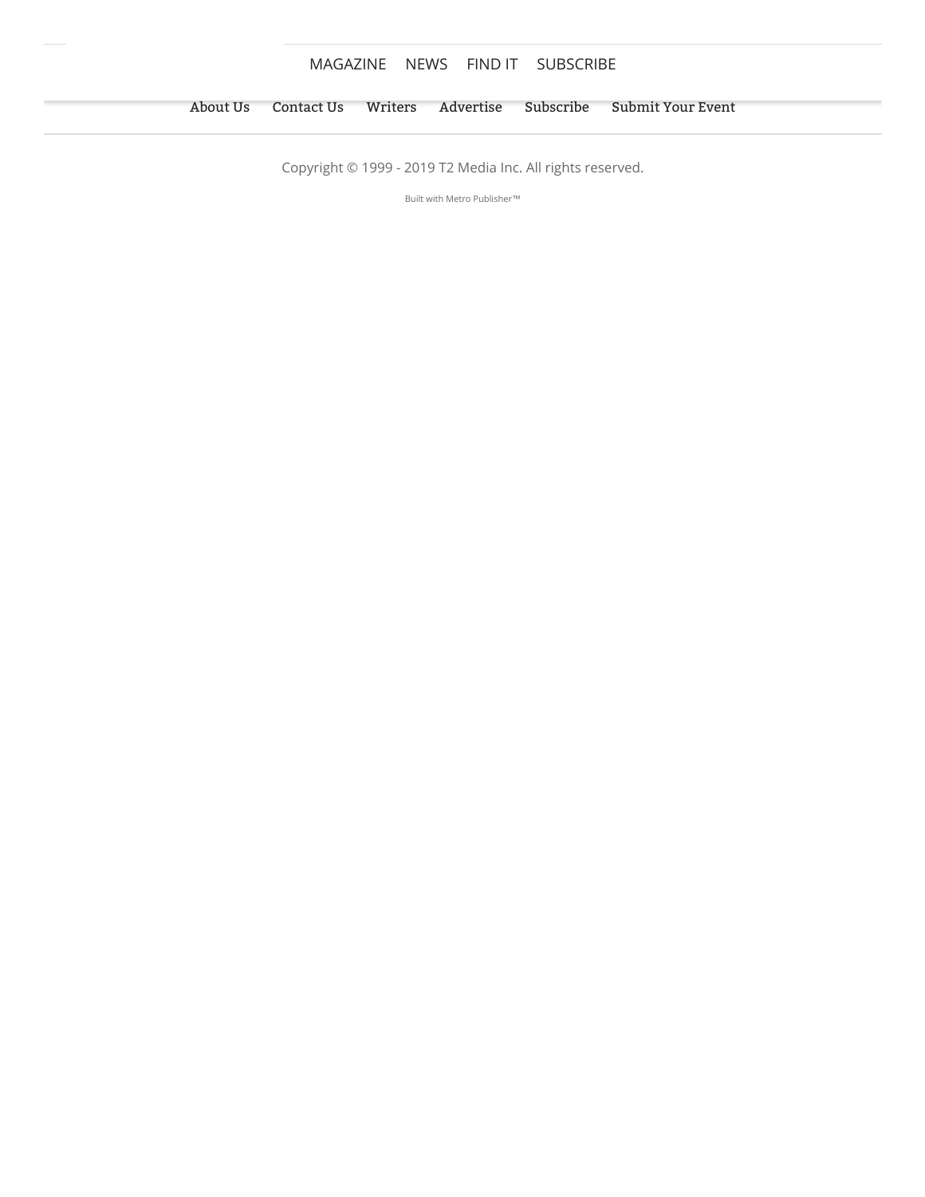MAGAZINE NEWS FIND IT SUBSCRIBE

About Us Contact Us Writers Advertise Subscribe Submit Your Event

Copyright © 1999 - 2019 T2 Media Inc. All rights reserved.

Built with Metro Publisher™